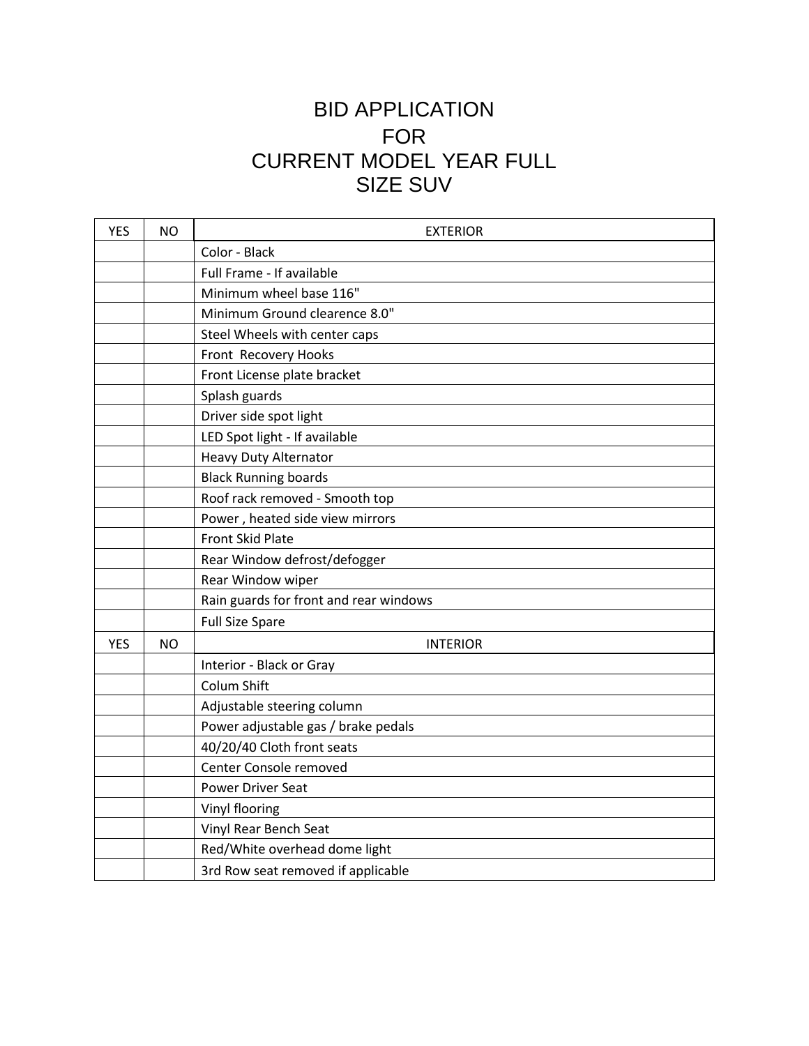# BID APPLICATION FOR CURRENT MODEL YEAR FULL SIZE SUV

| YES | NO | EXTERIOR |
|---|---|---|
| | | Color - Black |
| | | Full Frame - If available |
| | | Minimum wheel base 116" |
| | | Minimum Ground clearence 8.0" |
| | | Steel Wheels with center caps |
| | | Front Recovery Hooks |
| | | Front License plate bracket |
| | | Splash guards |
| | | Driver side spot light |
| | | LED Spot light - If available |
| | | Heavy Duty Alternator |
| | | Black Running boards |
| | | Roof rack removed - Smooth top |
| | | Power , heated side view mirrors |
| | | Front Skid Plate |
| | | Rear Window defrost/defogger |
| | | Rear Window wiper |
| | | Rain guards for front and rear windows |
| | | Full Size Spare |
| YES | NO | INTERIOR |
| | | Interior - Black or Gray |
| | | Colum Shift |
| | | Adjustable steering column |
| | | Power adjustable gas / brake pedals |
| | | 40/20/40 Cloth front seats |
| | | Center Console removed |
| | | Power Driver Seat |
| | | Vinyl flooring |
| | | Vinyl Rear Bench Seat |
| | | Red/White overhead dome light |
| | | 3rd Row seat removed if applicable |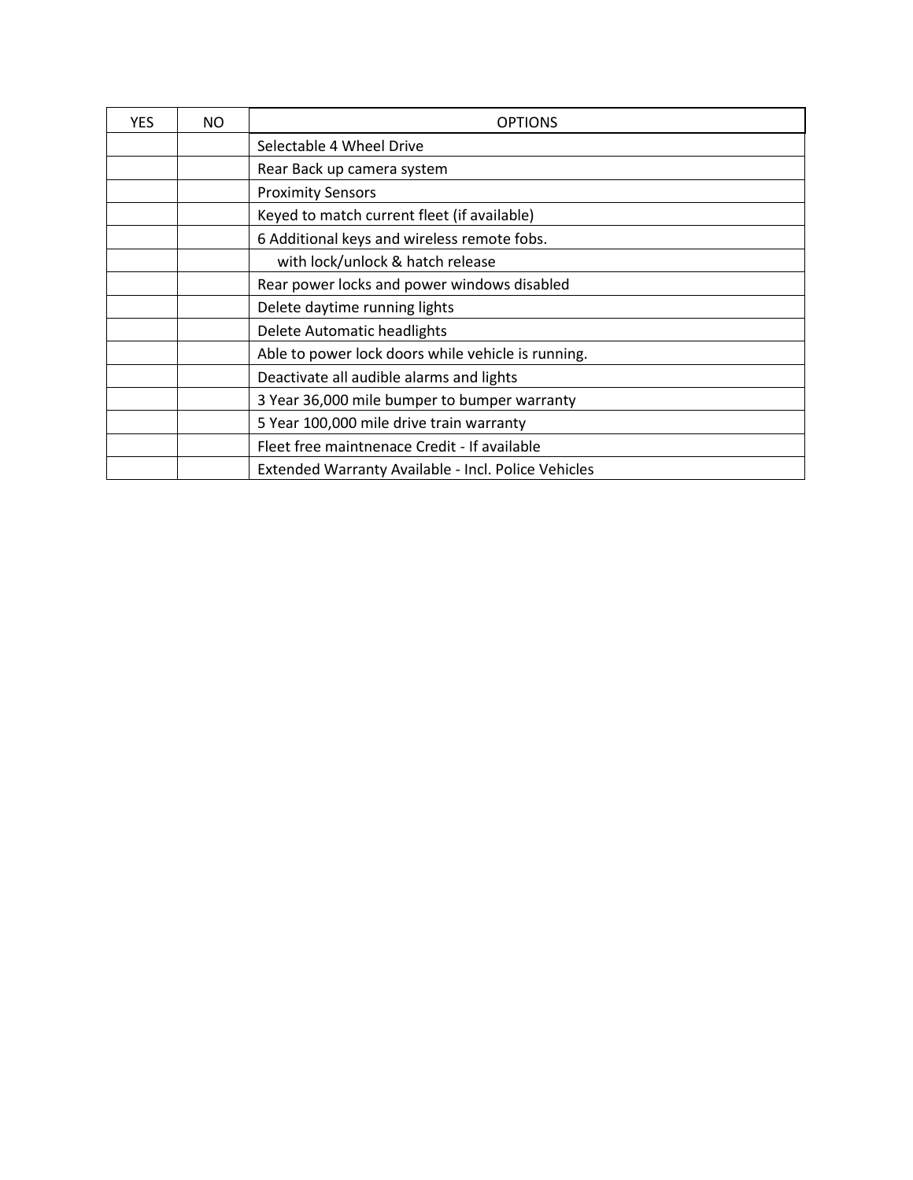| YES | NO | OPTIONS |
|---|---|---|
| | | Selectable 4 Wheel Drive |
| | | Rear Back up camera system |
| | | Proximity Sensors |
| | | Keyed to match current fleet (if available) |
| | | 6 Additional keys and wireless remote fobs. |
| | | with lock/unlock & hatch release |
| | | Rear power locks and power windows disabled |
| | | Delete daytime running lights |
| | | Delete Automatic headlights |
| | | Able to power lock doors while vehicle is running. |
| | | Deactivate all audible alarms and lights |
| | | 3 Year 36,000 mile bumper to bumper warranty |
| | | 5 Year 100,000 mile drive train warranty |
| | | Fleet free maintnenace Credit - If available |
| | | Extended Warranty Available - Incl. Police Vehicles |